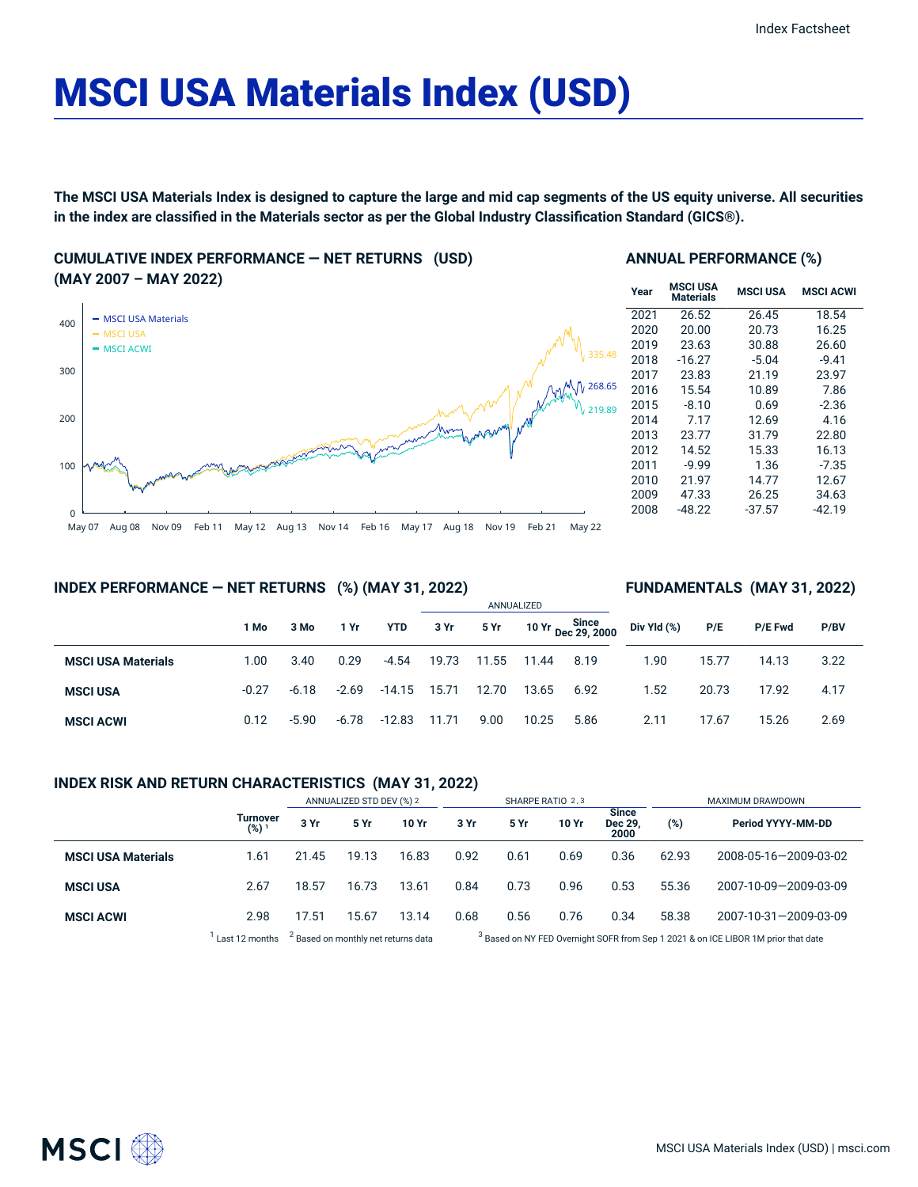Index Factsheet

# MSCI USA Materials Index (USD)

**The MSCI USA Materials Index is designed to capture the large and mid cap segments of the US equity universe. All securities in the index are classified in the Materials sector as per the Global Industry Classification Standard (GICS®).**

## CUMULATIVE INDEX PERFORMANCE — NET RETURNS (USD) (MAY 2007 – MAY 2022)

- MSCI USA Materials: 268.65
- MSCI USA: 335.48
- MSCI ACWI: 219.89

## ANNUAL PERFORMANCE (%)

| Year | MSCI USA Materials | MSCI USA | MSCI ACWI |
|---|---|---|---|
| 2021 | 26.52 | 26.45 | 18.54 |
| 2020 | 20.00 | 20.73 | 16.25 |
| 2019 | 23.63 | 30.88 | 26.60 |
| 2018 | -16.27 | -5.04 | -9.41 |
| 2017 | 23.83 | 21.19 | 23.97 |
| 2016 | 15.54 | 10.89 | 7.86 |
| 2015 | -8.10 | 0.69 | -2.36 |
| 2014 | 7.17 | 12.69 | 4.16 |
| 2013 | 23.77 | 31.79 | 22.80 |
| 2012 | 14.52 | 15.33 | 16.13 |
| 2011 | -9.99 | 1.36 | -7.35 |
| 2010 | 21.97 | 14.77 | 12.67 |
| 2009 | 47.33 | 26.25 | 34.63 |
| 2008 | -48.22 | -37.57 | -42.19 |

## INDEX PERFORMANCE — NET RETURNS (%) (MAY 31, 2022)

| | | | | | ANNUALIZED | | | |
|---|---|---|---|---|---|---|---|---|
| | 1 Mo | 3 Mo | 1 Yr | YTD | 3 Yr | 5 Yr | 10 Yr | Since Dec 29, 2000 |
| **MSCI USA Materials** | 1.00 | 3.40 | 0.29 | -4.54 | 19.73 | 11.55 | 11.44 | 8.19 |
| **MSCI USA** | -0.27 | -6.18 | -2.69 | -14.15 | 15.71 | 12.70 | 13.65 | 6.92 |
| **MSCI ACWI** | 0.12 | -5.90 | -6.78 | -12.83 | 11.71 | 9.00 | 10.25 | 5.86 |

## FUNDAMENTALS (MAY 31, 2022)

| | Div Yld (%) | P/E | P/E Fwd | P/BV |
|---|---|---|---|---|
| **MSCI USA Materials** | 1.90 | 15.77 | 14.13 | 3.22 |
| **MSCI USA** | 1.52 | 20.73 | 17.92 | 4.17 |
| **MSCI ACWI** | 2.11 | 17.67 | 15.26 | 2.69 |

## INDEX RISK AND RETURN CHARACTERISTICS (MAY 31, 2022)

| | | ANNUALIZED STD DEV (%) [2] | | | SHARPE RATIO [2,3] | | | | MAXIMUM DRAWDOWN | |
|---|---|---|---|---|---|---|---|---|---|---|
| | Turnover (%) [1] | 3 Yr | 5 Yr | 10 Yr | 3 Yr | 5 Yr | 10 Yr | Since Dec 29, 2000 | (%) | Period YYYY-MM-DD |
| **MSCI USA Materials** | 1.61 | 21.45 | 19.13 | 16.83 | 0.92 | 0.61 | 0.69 | 0.36 | 62.93 | 2008-05-16—2009-03-02 |
| **MSCI USA** | 2.67 | 18.57 | 16.73 | 13.61 | 0.84 | 0.73 | 0.96 | 0.53 | 55.36 | 2007-10-09—2009-03-09 |
| **MSCI ACWI** | 2.98 | 17.51 | 15.67 | 13.14 | 0.68 | 0.56 | 0.76 | 0.34 | 58.38 | 2007-10-31—2009-03-09 |

[1] Last 12 months [2] Based on monthly net returns data [3] Based on NY FED Overnight SOFR from Sep 1 2021 & on ICE LIBOR 1M prior that date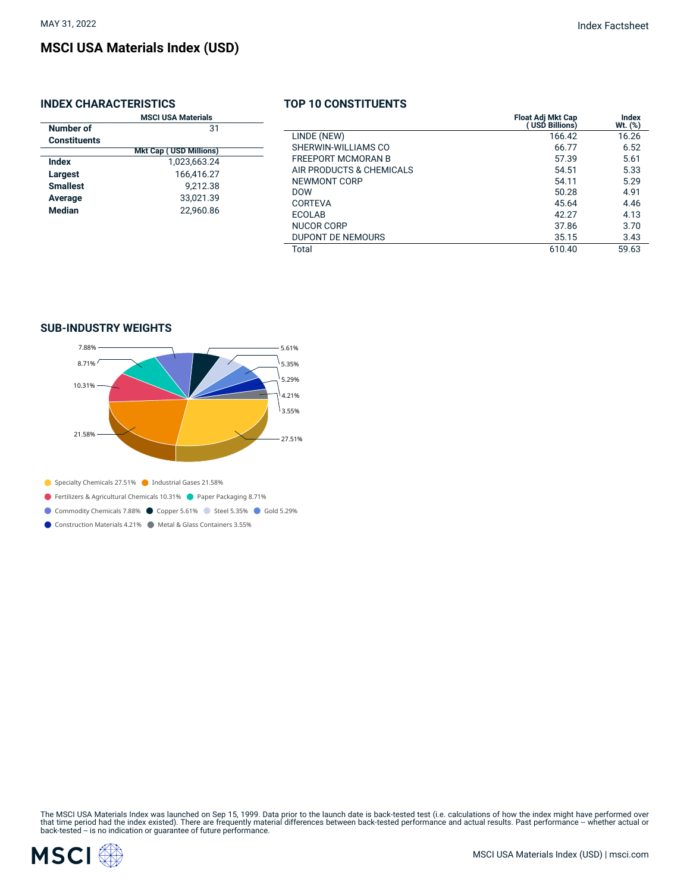# MSCI USA Materials Index (USD)

MAY 31, 2022

## INDEX CHARACTERISTICS

| | MSCI USA Materials |
|---|---|
| **Number of Constituents** | 31 |
| | **Mkt Cap ( USD Millions)** |
| **Index** | 1,023,663.24 |
| **Largest** | 166,416.27 |
| **Smallest** | 9,212.38 |
| **Average** | 33,021.39 |
| **Median** | 22,960.86 |

## TOP 10 CONSTITUENTS

| | Float Adj Mkt Cap ( USD Billions) | Index Wt. (%) |
|---|---|---|
| LINDE (NEW) | 166.42 | 16.26 |
| SHERWIN-WILLIAMS CO | 66.77 | 6.52 |
| FREEPORT MCMORAN B | 57.39 | 5.61 |
| AIR PRODUCTS & CHEMICALS | 54.51 | 5.33 |
| NEWMONT CORP | 54.11 | 5.29 |
| DOW | 50.28 | 4.91 |
| CORTEVA | 45.64 | 4.46 |
| ECOLAB | 42.27 | 4.13 |
| NUCOR CORP | 37.86 | 3.70 |
| DUPONT DE NEMOURS | 35.15 | 3.43 |
| Total | 610.40 | 59.63 |

## SUB-INDUSTRY WEIGHTS

- Specialty Chemicals 27.51%
- Industrial Gases 21.58%
- Fertilizers & Agricultural Chemicals 10.31%
- Paper Packaging 8.71%
- Commodity Chemicals 7.88%
- Copper 5.61%
- Steel 5.35%
- Gold 5.29%
- Construction Materials 4.21%
- Metal & Glass Containers 3.55%

The MSCI USA Materials Index was launched on Sep 15, 1999. Data prior to the launch date is back-tested test (i.e. calculations of how the index might have performed over that time period had the index existed). There are frequently material differences between back-tested performance and actual results. Past performance -- whether actual or back-tested -- is no indication or guarantee of future performance.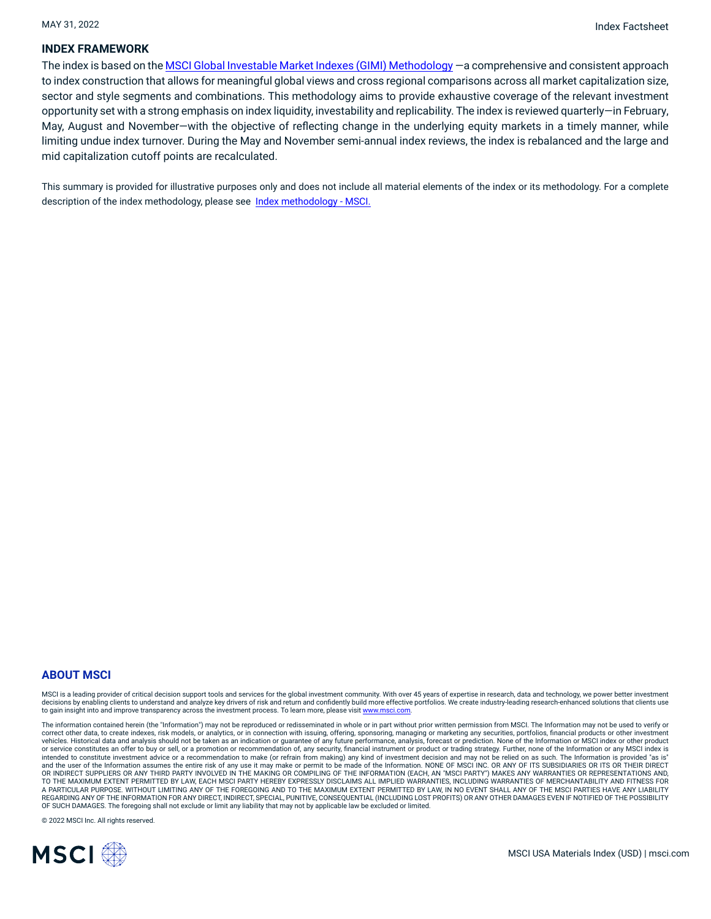## INDEX FRAMEWORK

The index is based on the [MSCI Global Investable Market Indexes (GIMI) Methodology](#) —a comprehensive and consistent approach to index construction that allows for meaningful global views and cross regional comparisons across all market capitalization size, sector and style segments and combinations. This methodology aims to provide exhaustive coverage of the relevant investment opportunity set with a strong emphasis on index liquidity, investability and replicability. The index is reviewed quarterly—in February, May, August and November—with the objective of reflecting change in the underlying equity markets in a timely manner, while limiting undue index turnover. During the May and November semi-annual index reviews, the index is rebalanced and the large and mid capitalization cutoff points are recalculated.

This summary is provided for illustrative purposes only and does not include all material elements of the index or its methodology. For a complete description of the index methodology, please see [Index methodology - MSCI.](#)

## ABOUT MSCI

MSCI is a leading provider of critical decision support tools and services for the global investment community. With over 45 years of expertise in research, data and technology, we power better investment decisions by enabling clients to understand and analyze key drivers of risk and return and confidently build more effective portfolios. We create industry-leading research-enhanced solutions that clients use to gain insight into and improve transparency across the investment process. To learn more, please visit www.msci.com.

The information contained herein (the "Information") may not be reproduced or redisseminated in whole or in part without prior written permission from MSCI. The Information may not be used to verify or correct other data, to create indexes, risk models, or analytics, or in connection with issuing, offering, sponsoring, managing or marketing any securities, portfolios, financial products or other investment vehicles. Historical data and analysis should not be taken as an indication or guarantee of any future performance, analysis, forecast or prediction. None of the Information or MSCI index or other product or service constitutes an offer to buy or sell, or a promotion or recommendation of, any security, financial instrument or product or trading strategy. Further, none of the Information or any MSCI index is intended to constitute investment advice or a recommendation to make (or refrain from making) any kind of investment decision and may not be relied on as such. The Information is provided "as is" and the user of the Information assumes the entire risk of any use it may make or permit to be made of the Information. NONE OF MSCI INC. OR ANY OF ITS SUBSIDIARIES OR ITS OR THEIR DIRECT OR INDIRECT SUPPLIERS OR ANY THIRD PARTY INVOLVED IN THE MAKING OR COMPILING OF THE INFORMATION (EACH, AN "MSCI PARTY") MAKES ANY WARRANTIES OR REPRESENTATIONS AND, TO THE MAXIMUM EXTENT PERMITTED BY LAW, EACH MSCI PARTY HEREBY EXPRESSLY DISCLAIMS ALL IMPLIED WARRANTIES, INCLUDING WARRANTIES OF MERCHANTABILITY AND FITNESS FOR A PARTICULAR PURPOSE. WITHOUT LIMITING ANY OF THE FOREGOING AND TO THE MAXIMUM EXTENT PERMITTED BY LAW, IN NO EVENT SHALL ANY OF THE MSCI PARTIES HAVE ANY LIABILITY REGARDING ANY OF THE INFORMATION FOR ANY DIRECT, INDIRECT, SPECIAL, PUNITIVE, CONSEQUENTIAL (INCLUDING LOST PROFITS) OR ANY OTHER DAMAGES EVEN IF NOTIFIED OF THE POSSIBILITY OF SUCH DAMAGES. The foregoing shall not exclude or limit any liability that may not by applicable law be excluded or limited.

© 2022 MSCI Inc. All rights reserved.